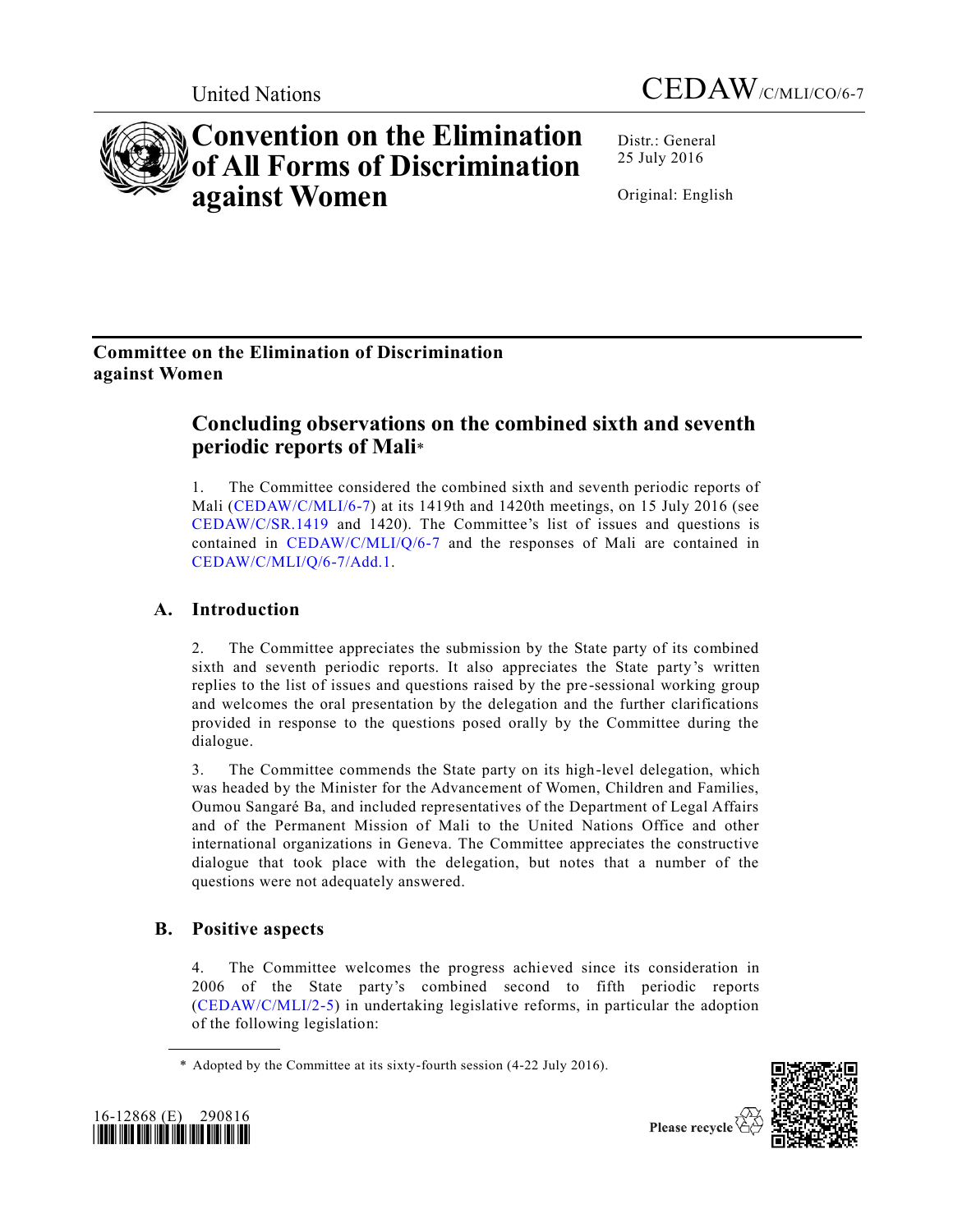United Nations

CEDAW/C/MLI/CO/6-7

# Convention on the Elimination of All Forms of Discrimination against Women

Distr.: General
25 July 2016

Original: English

**Committee on the Elimination of Discrimination against Women**

## Concluding observations on the combined sixth and seventh periodic reports of Mali*

1. The Committee considered the combined sixth and seventh periodic reports of Mali (CEDAW/C/MLI/6-7) at its 1419th and 1420th meetings, on 15 July 2016 (see CEDAW/C/SR.1419 and 1420). The Committee's list of issues and questions is contained in CEDAW/C/MLI/Q/6-7 and the responses of Mali are contained in CEDAW/C/MLI/Q/6-7/Add.1.

## A. Introduction

2. The Committee appreciates the submission by the State party of its combined sixth and seventh periodic reports. It also appreciates the State party's written replies to the list of issues and questions raised by the pre-sessional working group and welcomes the oral presentation by the delegation and the further clarifications provided in response to the questions posed orally by the Committee during the dialogue.

3. The Committee commends the State party on its high-level delegation, which was headed by the Minister for the Advancement of Women, Children and Families, Oumou Sangaré Ba, and included representatives of the Department of Legal Affairs and of the Permanent Mission of Mali to the United Nations Office and other international organizations in Geneva. The Committee appreciates the constructive dialogue that took place with the delegation, but notes that a number of the questions were not adequately answered.

## B. Positive aspects

4. The Committee welcomes the progress achieved since its consideration in 2006 of the State party's combined second to fifth periodic reports (CEDAW/C/MLI/2-5) in undertaking legislative reforms, in particular the adoption of the following legislation:

* Adopted by the Committee at its sixty-fourth session (4-22 July 2016).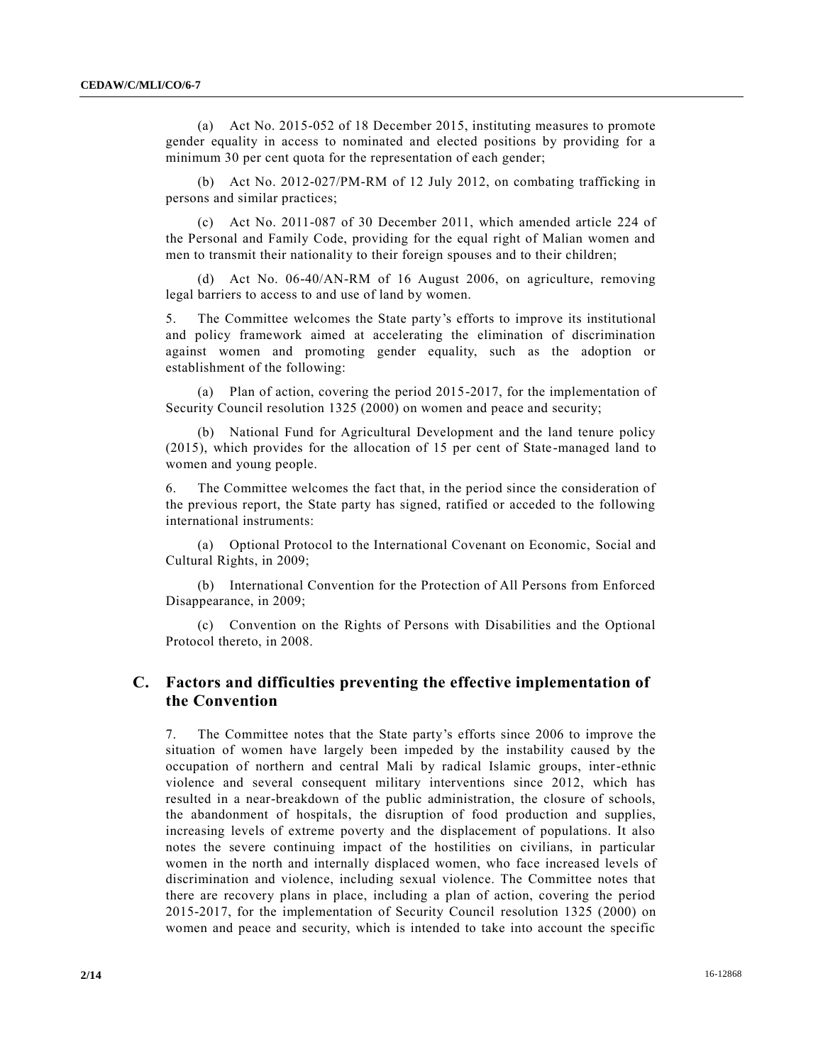(a) Act No. 2015-052 of 18 December 2015, instituting measures to promote gender equality in access to nominated and elected positions by providing for a minimum 30 per cent quota for the representation of each gender;

(b) Act No. 2012-027/PM-RM of 12 July 2012, on combating trafficking in persons and similar practices;

(c) Act No. 2011-087 of 30 December 2011, which amended article 224 of the Personal and Family Code, providing for the equal right of Malian women and men to transmit their nationality to their foreign spouses and to their children;

(d) Act No. 06-40/AN-RM of 16 August 2006, on agriculture, removing legal barriers to access to and use of land by women.

5. The Committee welcomes the State party's efforts to improve its institutional and policy framework aimed at accelerating the elimination of discrimination against women and promoting gender equality, such as the adoption or establishment of the following:

(a) Plan of action, covering the period 2015-2017, for the implementation of Security Council resolution 1325 (2000) on women and peace and security;

(b) National Fund for Agricultural Development and the land tenure policy (2015), which provides for the allocation of 15 per cent of State-managed land to women and young people.

6. The Committee welcomes the fact that, in the period since the consideration of the previous report, the State party has signed, ratified or acceded to the following international instruments:

(a) Optional Protocol to the International Covenant on Economic, Social and Cultural Rights, in 2009;

(b) International Convention for the Protection of All Persons from Enforced Disappearance, in 2009;

(c) Convention on the Rights of Persons with Disabilities and the Optional Protocol thereto, in 2008.

## C. Factors and difficulties preventing the effective implementation of the Convention

7. The Committee notes that the State party's efforts since 2006 to improve the situation of women have largely been impeded by the instability caused by the occupation of northern and central Mali by radical Islamic groups, inter-ethnic violence and several consequent military interventions since 2012, which has resulted in a near-breakdown of the public administration, the closure of schools, the abandonment of hospitals, the disruption of food production and supplies, increasing levels of extreme poverty and the displacement of populations. It also notes the severe continuing impact of the hostilities on civilians, in particular women in the north and internally displaced women, who face increased levels of discrimination and violence, including sexual violence. The Committee notes that there are recovery plans in place, including a plan of action, covering the period 2015-2017, for the implementation of Security Council resolution 1325 (2000) on women and peace and security, which is intended to take into account the specific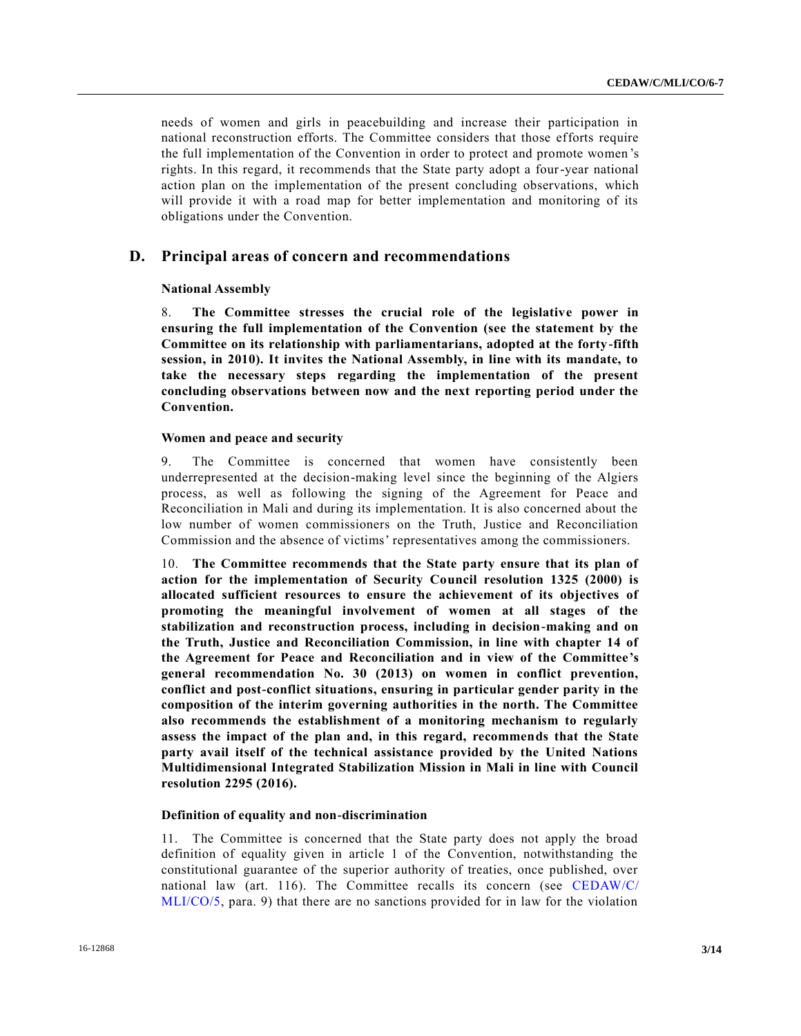needs of women and girls in peacebuilding and increase their participation in national reconstruction efforts. The Committee considers that those efforts require the full implementation of the Convention in order to protect and promote women's rights. In this regard, it recommends that the State party adopt a four-year national action plan on the implementation of the present concluding observations, which will provide it with a road map for better implementation and monitoring of its obligations under the Convention.

## D. Principal areas of concern and recommendations

### National Assembly

8. **The Committee stresses the crucial role of the legislative power in ensuring the full implementation of the Convention (see the statement by the Committee on its relationship with parliamentarians, adopted at the forty-fifth session, in 2010). It invites the National Assembly, in line with its mandate, to take the necessary steps regarding the implementation of the present concluding observations between now and the next reporting period under the Convention.**

### Women and peace and security

9. The Committee is concerned that women have consistently been underrepresented at the decision-making level since the beginning of the Algiers process, as well as following the signing of the Agreement for Peace and Reconciliation in Mali and during its implementation. It is also concerned about the low number of women commissioners on the Truth, Justice and Reconciliation Commission and the absence of victims' representatives among the commissioners.

10. **The Committee recommends that the State party ensure that its plan of action for the implementation of Security Council resolution 1325 (2000) is allocated sufficient resources to ensure the achievement of its objectives of promoting the meaningful involvement of women at all stages of the stabilization and reconstruction process, including in decision-making and on the Truth, Justice and Reconciliation Commission, in line with chapter 14 of the Agreement for Peace and Reconciliation and in view of the Committee's general recommendation No. 30 (2013) on women in conflict prevention, conflict and post-conflict situations, ensuring in particular gender parity in the composition of the interim governing authorities in the north. The Committee also recommends the establishment of a monitoring mechanism to regularly assess the impact of the plan and, in this regard, recommends that the State party avail itself of the technical assistance provided by the United Nations Multidimensional Integrated Stabilization Mission in Mali in line with Council resolution 2295 (2016).**

### Definition of equality and non-discrimination

11. The Committee is concerned that the State party does not apply the broad definition of equality given in article 1 of the Convention, notwithstanding the constitutional guarantee of the superior authority of treaties, once published, over national law (art. 116). The Committee recalls its concern (see CEDAW/C/MLI/CO/5, para. 9) that there are no sanctions provided for in law for the violation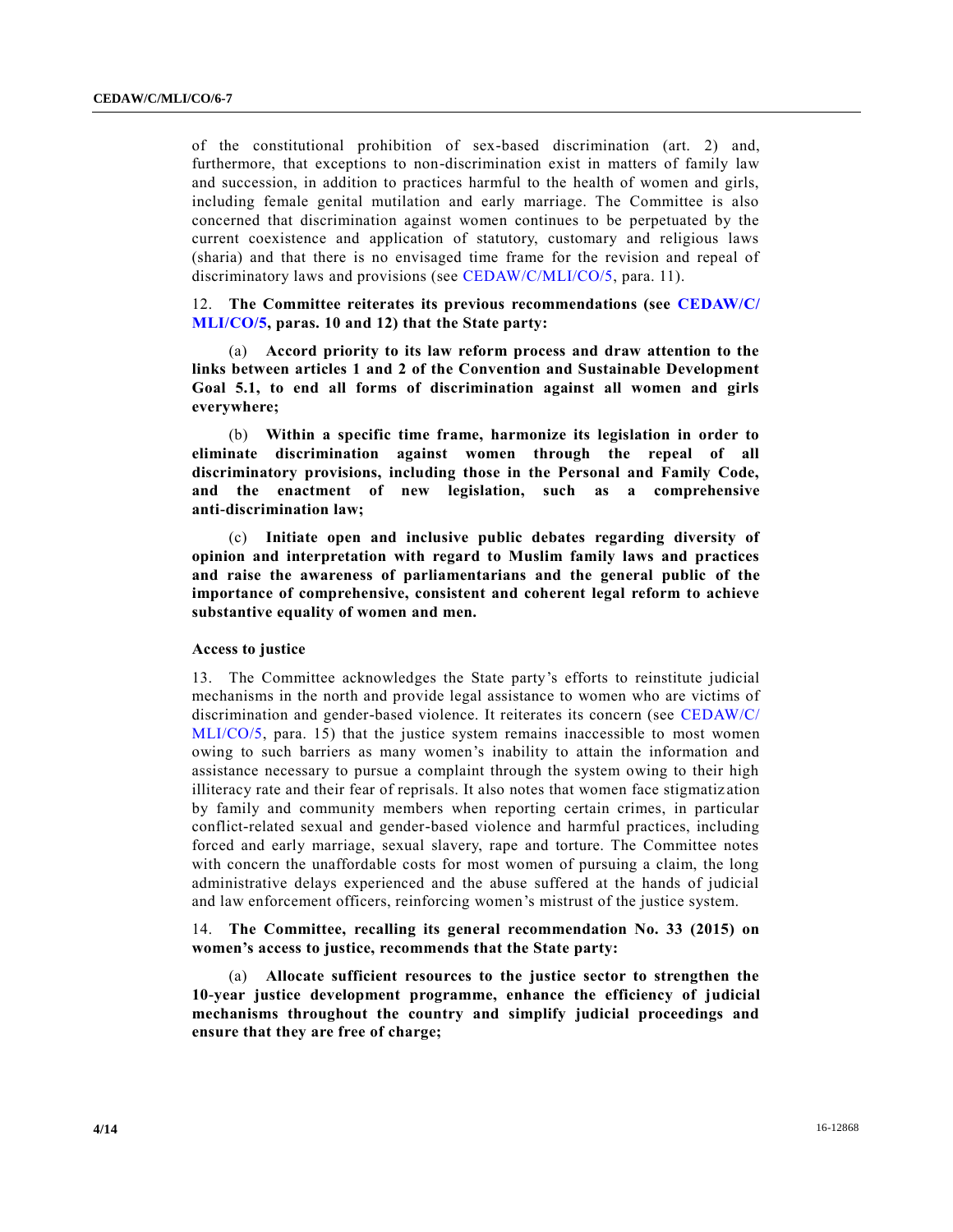of the constitutional prohibition of sex-based discrimination (art. 2) and, furthermore, that exceptions to non-discrimination exist in matters of family law and succession, in addition to practices harmful to the health of women and girls, including female genital mutilation and early marriage. The Committee is also concerned that discrimination against women continues to be perpetuated by the current coexistence and application of statutory, customary and religious laws (sharia) and that there is no envisaged time frame for the revision and repeal of discriminatory laws and provisions (see CEDAW/C/MLI/CO/5, para. 11).

12. **The Committee reiterates its previous recommendations (see CEDAW/C/MLI/CO/5, paras. 10 and 12) that the State party:**

(a) **Accord priority to its law reform process and draw attention to the links between articles 1 and 2 of the Convention and Sustainable Development Goal 5.1, to end all forms of discrimination against all women and girls everywhere;**

(b) **Within a specific time frame, harmonize its legislation in order to eliminate discrimination against women through the repeal of all discriminatory provisions, including those in the Personal and Family Code, and the enactment of new legislation, such as a comprehensive anti-discrimination law;**

(c) **Initiate open and inclusive public debates regarding diversity of opinion and interpretation with regard to Muslim family laws and practices and raise the awareness of parliamentarians and the general public of the importance of comprehensive, consistent and coherent legal reform to achieve substantive equality of women and men.**

### Access to justice

13. The Committee acknowledges the State party's efforts to reinstitute judicial mechanisms in the north and provide legal assistance to women who are victims of discrimination and gender-based violence. It reiterates its concern (see CEDAW/C/MLI/CO/5, para. 15) that the justice system remains inaccessible to most women owing to such barriers as many women's inability to attain the information and assistance necessary to pursue a complaint through the system owing to their high illiteracy rate and their fear of reprisals. It also notes that women face stigmatization by family and community members when reporting certain crimes, in particular conflict-related sexual and gender-based violence and harmful practices, including forced and early marriage, sexual slavery, rape and torture. The Committee notes with concern the unaffordable costs for most women of pursuing a claim, the long administrative delays experienced and the abuse suffered at the hands of judicial and law enforcement officers, reinforcing women's mistrust of the justice system.

14. **The Committee, recalling its general recommendation No. 33 (2015) on women's access to justice, recommends that the State party:**

(a) **Allocate sufficient resources to the justice sector to strengthen the 10-year justice development programme, enhance the efficiency of judicial mechanisms throughout the country and simplify judicial proceedings and ensure that they are free of charge;**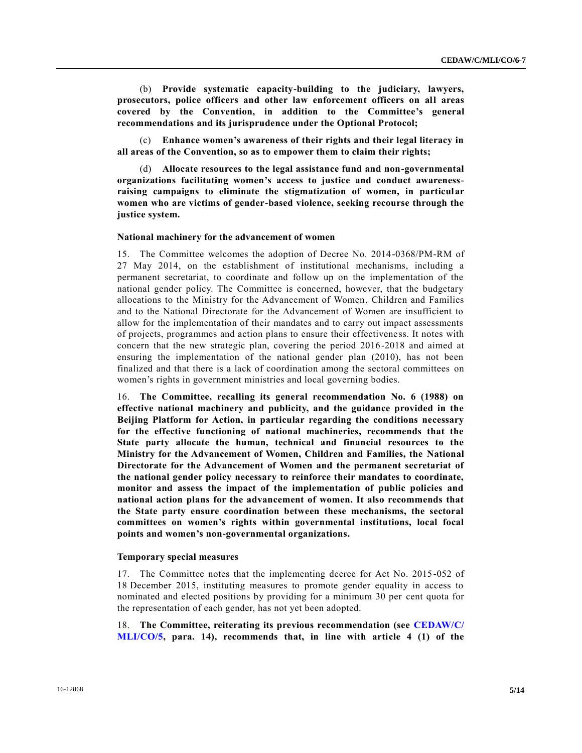(b) **Provide systematic capacity-building to the judiciary, lawyers, prosecutors, police officers and other law enforcement officers on all areas covered by the Convention, in addition to the Committee's general recommendations and its jurisprudence under the Optional Protocol;**

(c) **Enhance women's awareness of their rights and their legal literacy in all areas of the Convention, so as to empower them to claim their rights;**

(d) **Allocate resources to the legal assistance fund and non-governmental organizations facilitating women's access to justice and conduct awareness-raising campaigns to eliminate the stigmatization of women, in particular women who are victims of gender-based violence, seeking recourse through the justice system.**

### National machinery for the advancement of women

15. The Committee welcomes the adoption of Decree No. 2014-0368/PM-RM of 27 May 2014, on the establishment of institutional mechanisms, including a permanent secretariat, to coordinate and follow up on the implementation of the national gender policy. The Committee is concerned, however, that the budgetary allocations to the Ministry for the Advancement of Women, Children and Families and to the National Directorate for the Advancement of Women are insufficient to allow for the implementation of their mandates and to carry out impact assessments of projects, programmes and action plans to ensure their effectiveness. It notes with concern that the new strategic plan, covering the period 2016-2018 and aimed at ensuring the implementation of the national gender plan (2010), has not been finalized and that there is a lack of coordination among the sectoral committees on women's rights in government ministries and local governing bodies.

16. **The Committee, recalling its general recommendation No. 6 (1988) on effective national machinery and publicity, and the guidance provided in the Beijing Platform for Action, in particular regarding the conditions necessary for the effective functioning of national machineries, recommends that the State party allocate the human, technical and financial resources to the Ministry for the Advancement of Women, Children and Families, the National Directorate for the Advancement of Women and the permanent secretariat of the national gender policy necessary to reinforce their mandates to coordinate, monitor and assess the impact of the implementation of public policies and national action plans for the advancement of women. It also recommends that the State party ensure coordination between these mechanisms, the sectoral committees on women's rights within governmental institutions, local focal points and women's non-governmental organizations.**

### Temporary special measures

17. The Committee notes that the implementing decree for Act No. 2015-052 of 18 December 2015, instituting measures to promote gender equality in access to nominated and elected positions by providing for a minimum 30 per cent quota for the representation of each gender, has not yet been adopted.

18. **The Committee, reiterating its previous recommendation (see CEDAW/C/MLI/CO/5, para. 14), recommends that, in line with article 4 (1) of the**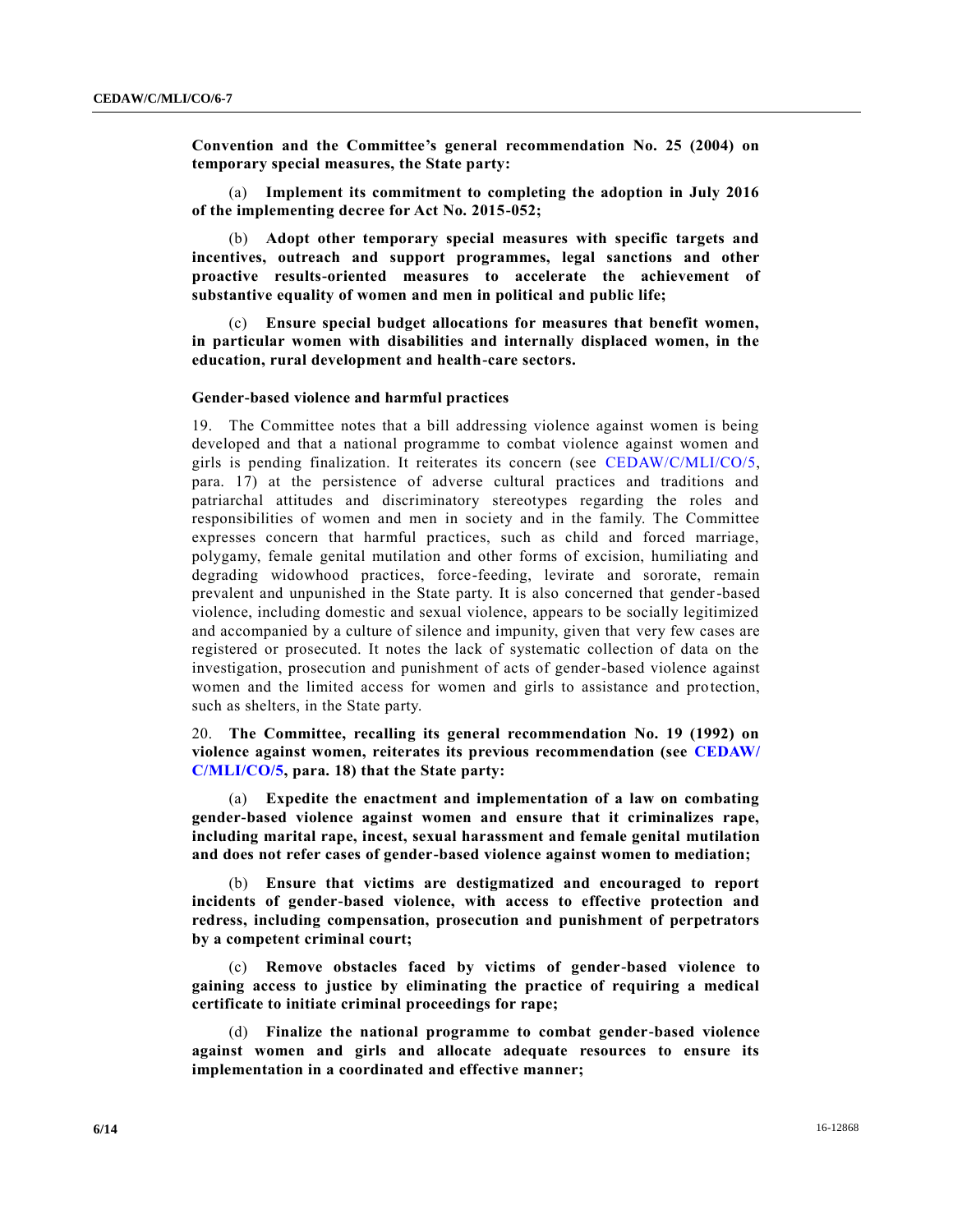**Convention and the Committee's general recommendation No. 25 (2004) on temporary special measures, the State party:**

(a) **Implement its commitment to completing the adoption in July 2016 of the implementing decree for Act No. 2015-052;**

(b) **Adopt other temporary special measures with specific targets and incentives, outreach and support programmes, legal sanctions and other proactive results-oriented measures to accelerate the achievement of substantive equality of women and men in political and public life;**

(c) **Ensure special budget allocations for measures that benefit women, in particular women with disabilities and internally displaced women, in the education, rural development and health-care sectors.**

### Gender-based violence and harmful practices

19. The Committee notes that a bill addressing violence against women is being developed and that a national programme to combat violence against women and girls is pending finalization. It reiterates its concern (see CEDAW/C/MLI/CO/5, para. 17) at the persistence of adverse cultural practices and traditions and patriarchal attitudes and discriminatory stereotypes regarding the roles and responsibilities of women and men in society and in the family. The Committee expresses concern that harmful practices, such as child and forced marriage, polygamy, female genital mutilation and other forms of excision, humiliating and degrading widowhood practices, force-feeding, levirate and sororate, remain prevalent and unpunished in the State party. It is also concerned that gender-based violence, including domestic and sexual violence, appears to be socially legitimized and accompanied by a culture of silence and impunity, given that very few cases are registered or prosecuted. It notes the lack of systematic collection of data on the investigation, prosecution and punishment of acts of gender-based violence against women and the limited access for women and girls to assistance and protection, such as shelters, in the State party.

20. **The Committee, recalling its general recommendation No. 19 (1992) on violence against women, reiterates its previous recommendation (see CEDAW/C/MLI/CO/5, para. 18) that the State party:**

(a) **Expedite the enactment and implementation of a law on combating gender-based violence against women and ensure that it criminalizes rape, including marital rape, incest, sexual harassment and female genital mutilation and does not refer cases of gender-based violence against women to mediation;**

(b) **Ensure that victims are destigmatized and encouraged to report incidents of gender-based violence, with access to effective protection and redress, including compensation, prosecution and punishment of perpetrators by a competent criminal court;**

(c) **Remove obstacles faced by victims of gender-based violence to gaining access to justice by eliminating the practice of requiring a medical certificate to initiate criminal proceedings for rape;**

(d) **Finalize the national programme to combat gender-based violence against women and girls and allocate adequate resources to ensure its implementation in a coordinated and effective manner;**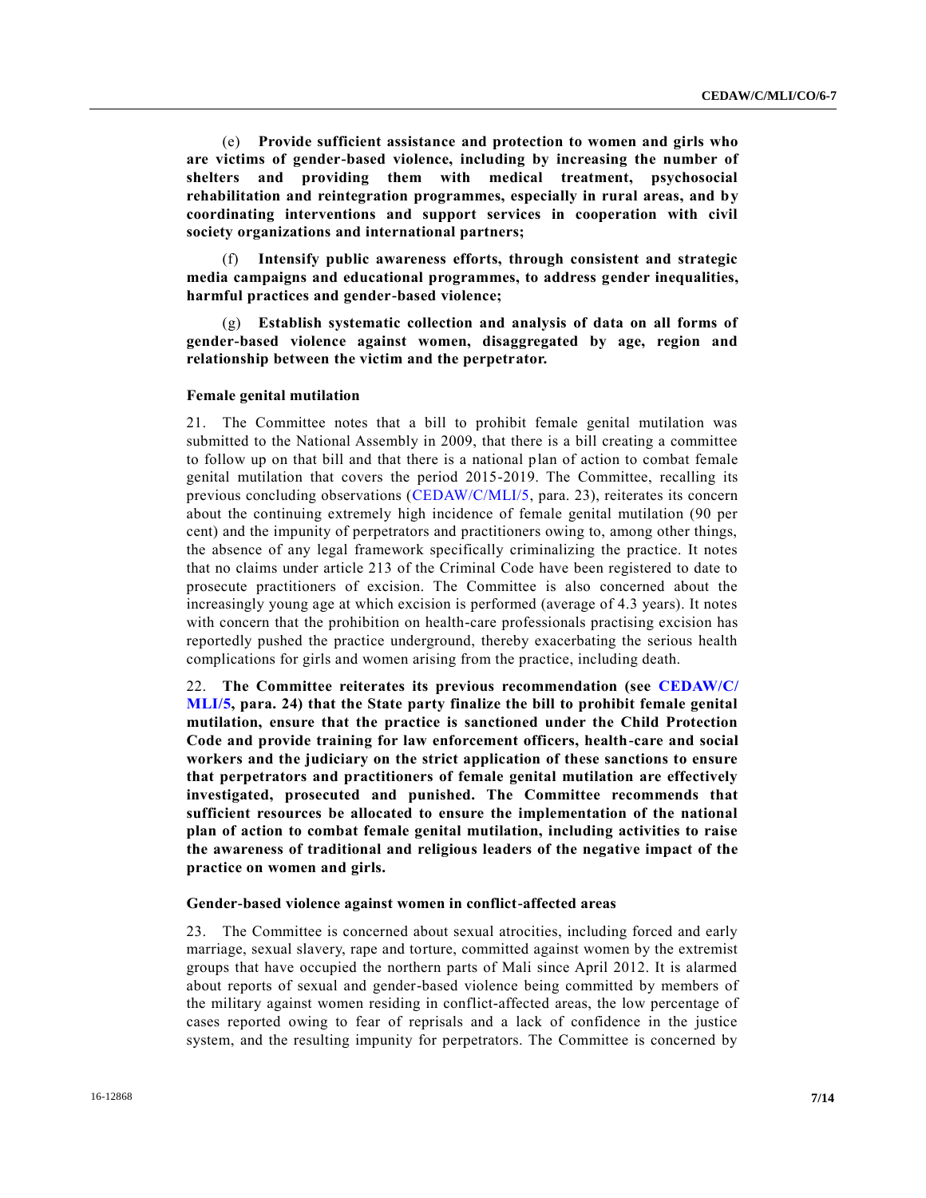(e) **Provide sufficient assistance and protection to women and girls who are victims of gender-based violence, including by increasing the number of shelters and providing them with medical treatment, psychosocial rehabilitation and reintegration programmes, especially in rural areas, and by coordinating interventions and support services in cooperation with civil society organizations and international partners;**

(f) **Intensify public awareness efforts, through consistent and strategic media campaigns and educational programmes, to address gender inequalities, harmful practices and gender-based violence;**

(g) **Establish systematic collection and analysis of data on all forms of gender-based violence against women, disaggregated by age, region and relationship between the victim and the perpetrator.**

### Female genital mutilation

21. The Committee notes that a bill to prohibit female genital mutilation was submitted to the National Assembly in 2009, that there is a bill creating a committee to follow up on that bill and that there is a national plan of action to combat female genital mutilation that covers the period 2015-2019. The Committee, recalling its previous concluding observations (CEDAW/C/MLI/5, para. 23), reiterates its concern about the continuing extremely high incidence of female genital mutilation (90 per cent) and the impunity of perpetrators and practitioners owing to, among other things, the absence of any legal framework specifically criminalizing the practice. It notes that no claims under article 213 of the Criminal Code have been registered to date to prosecute practitioners of excision. The Committee is also concerned about the increasingly young age at which excision is performed (average of 4.3 years). It notes with concern that the prohibition on health-care professionals practising excision has reportedly pushed the practice underground, thereby exacerbating the serious health complications for girls and women arising from the practice, including death.

22. **The Committee reiterates its previous recommendation (see CEDAW/C/MLI/5, para. 24) that the State party finalize the bill to prohibit female genital mutilation, ensure that the practice is sanctioned under the Child Protection Code and provide training for law enforcement officers, health-care and social workers and the judiciary on the strict application of these sanctions to ensure that perpetrators and practitioners of female genital mutilation are effectively investigated, prosecuted and punished. The Committee recommends that sufficient resources be allocated to ensure the implementation of the national plan of action to combat female genital mutilation, including activities to raise the awareness of traditional and religious leaders of the negative impact of the practice on women and girls.**

### Gender-based violence against women in conflict-affected areas

23. The Committee is concerned about sexual atrocities, including forced and early marriage, sexual slavery, rape and torture, committed against women by the extremist groups that have occupied the northern parts of Mali since April 2012. It is alarmed about reports of sexual and gender-based violence being committed by members of the military against women residing in conflict-affected areas, the low percentage of cases reported owing to fear of reprisals and a lack of confidence in the justice system, and the resulting impunity for perpetrators. The Committee is concerned by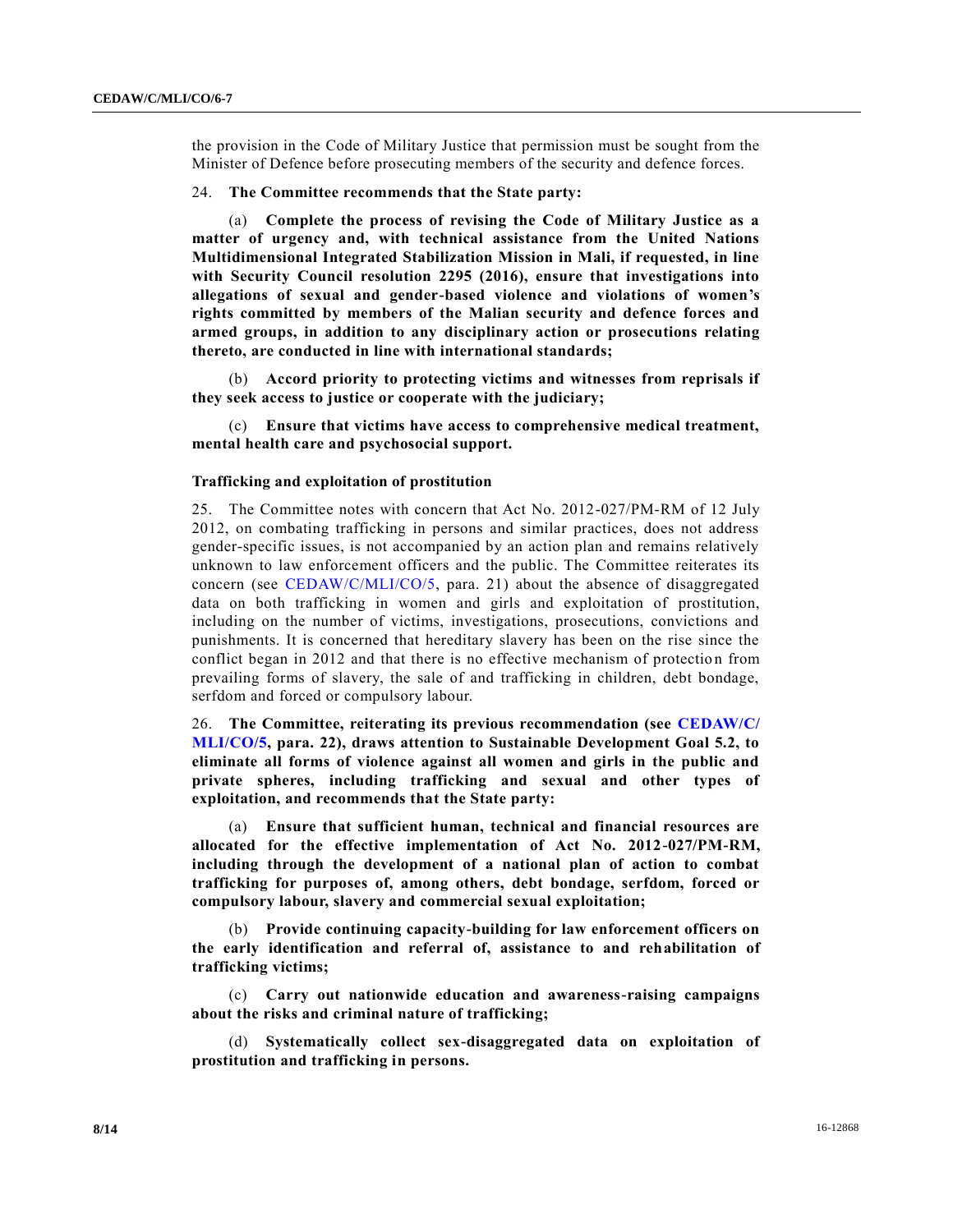the provision in the Code of Military Justice that permission must be sought from the Minister of Defence before prosecuting members of the security and defence forces.

24. **The Committee recommends that the State party:**

(a) **Complete the process of revising the Code of Military Justice as a matter of urgency and, with technical assistance from the United Nations Multidimensional Integrated Stabilization Mission in Mali, if requested, in line with Security Council resolution 2295 (2016), ensure that investigations into allegations of sexual and gender-based violence and violations of women's rights committed by members of the Malian security and defence forces and armed groups, in addition to any disciplinary action or prosecutions relating thereto, are conducted in line with international standards;**

(b) **Accord priority to protecting victims and witnesses from reprisals if they seek access to justice or cooperate with the judiciary;**

(c) **Ensure that victims have access to comprehensive medical treatment, mental health care and psychosocial support.**

### Trafficking and exploitation of prostitution

25. The Committee notes with concern that Act No. 2012-027/PM-RM of 12 July 2012, on combating trafficking in persons and similar practices, does not address gender-specific issues, is not accompanied by an action plan and remains relatively unknown to law enforcement officers and the public. The Committee reiterates its concern (see CEDAW/C/MLI/CO/5, para. 21) about the absence of disaggregated data on both trafficking in women and girls and exploitation of prostitution, including on the number of victims, investigations, prosecutions, convictions and punishments. It is concerned that hereditary slavery has been on the rise since the conflict began in 2012 and that there is no effective mechanism of protection from prevailing forms of slavery, the sale of and trafficking in children, debt bondage, serfdom and forced or compulsory labour.

26. **The Committee, reiterating its previous recommendation (see CEDAW/C/MLI/CO/5, para. 22), draws attention to Sustainable Development Goal 5.2, to eliminate all forms of violence against all women and girls in the public and private spheres, including trafficking and sexual and other types of exploitation, and recommends that the State party:**

(a) **Ensure that sufficient human, technical and financial resources are allocated for the effective implementation of Act No. 2012-027/PM-RM, including through the development of a national plan of action to combat trafficking for purposes of, among others, debt bondage, serfdom, forced or compulsory labour, slavery and commercial sexual exploitation;**

(b) **Provide continuing capacity-building for law enforcement officers on the early identification and referral of, assistance to and rehabilitation of trafficking victims;**

(c) **Carry out nationwide education and awareness-raising campaigns about the risks and criminal nature of trafficking;**

(d) **Systematically collect sex-disaggregated data on exploitation of prostitution and trafficking in persons.**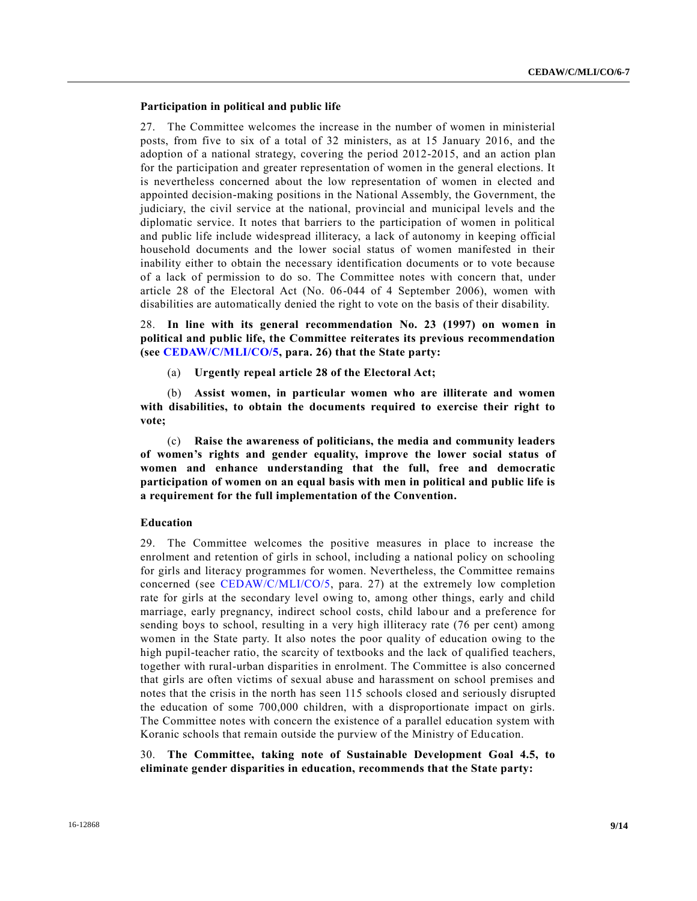### Participation in political and public life

27. The Committee welcomes the increase in the number of women in ministerial posts, from five to six of a total of 32 ministers, as at 15 January 2016, and the adoption of a national strategy, covering the period 2012-2015, and an action plan for the participation and greater representation of women in the general elections. It is nevertheless concerned about the low representation of women in elected and appointed decision-making positions in the National Assembly, the Government, the judiciary, the civil service at the national, provincial and municipal levels and the diplomatic service. It notes that barriers to the participation of women in political and public life include widespread illiteracy, a lack of autonomy in keeping official household documents and the lower social status of women manifested in their inability either to obtain the necessary identification documents or to vote because of a lack of permission to do so. The Committee notes with concern that, under article 28 of the Electoral Act (No. 06-044 of 4 September 2006), women with disabilities are automatically denied the right to vote on the basis of their disability.

28. **In line with its general recommendation No. 23 (1997) on women in political and public life, the Committee reiterates its previous recommendation (see CEDAW/C/MLI/CO/5, para. 26) that the State party:**

(a) **Urgently repeal article 28 of the Electoral Act;**

(b) **Assist women, in particular women who are illiterate and women with disabilities, to obtain the documents required to exercise their right to vote;**

(c) **Raise the awareness of politicians, the media and community leaders of women's rights and gender equality, improve the lower social status of women and enhance understanding that the full, free and democratic participation of women on an equal basis with men in political and public life is a requirement for the full implementation of the Convention.**

### Education

29. The Committee welcomes the positive measures in place to increase the enrolment and retention of girls in school, including a national policy on schooling for girls and literacy programmes for women. Nevertheless, the Committee remains concerned (see CEDAW/C/MLI/CO/5, para. 27) at the extremely low completion rate for girls at the secondary level owing to, among other things, early and child marriage, early pregnancy, indirect school costs, child labour and a preference for sending boys to school, resulting in a very high illiteracy rate (76 per cent) among women in the State party. It also notes the poor quality of education owing to the high pupil-teacher ratio, the scarcity of textbooks and the lack of qualified teachers, together with rural-urban disparities in enrolment. The Committee is also concerned that girls are often victims of sexual abuse and harassment on school premises and notes that the crisis in the north has seen 115 schools closed and seriously disrupted the education of some 700,000 children, with a disproportionate impact on girls. The Committee notes with concern the existence of a parallel education system with Koranic schools that remain outside the purview of the Ministry of Education.

30. **The Committee, taking note of Sustainable Development Goal 4.5, to eliminate gender disparities in education, recommends that the State party:**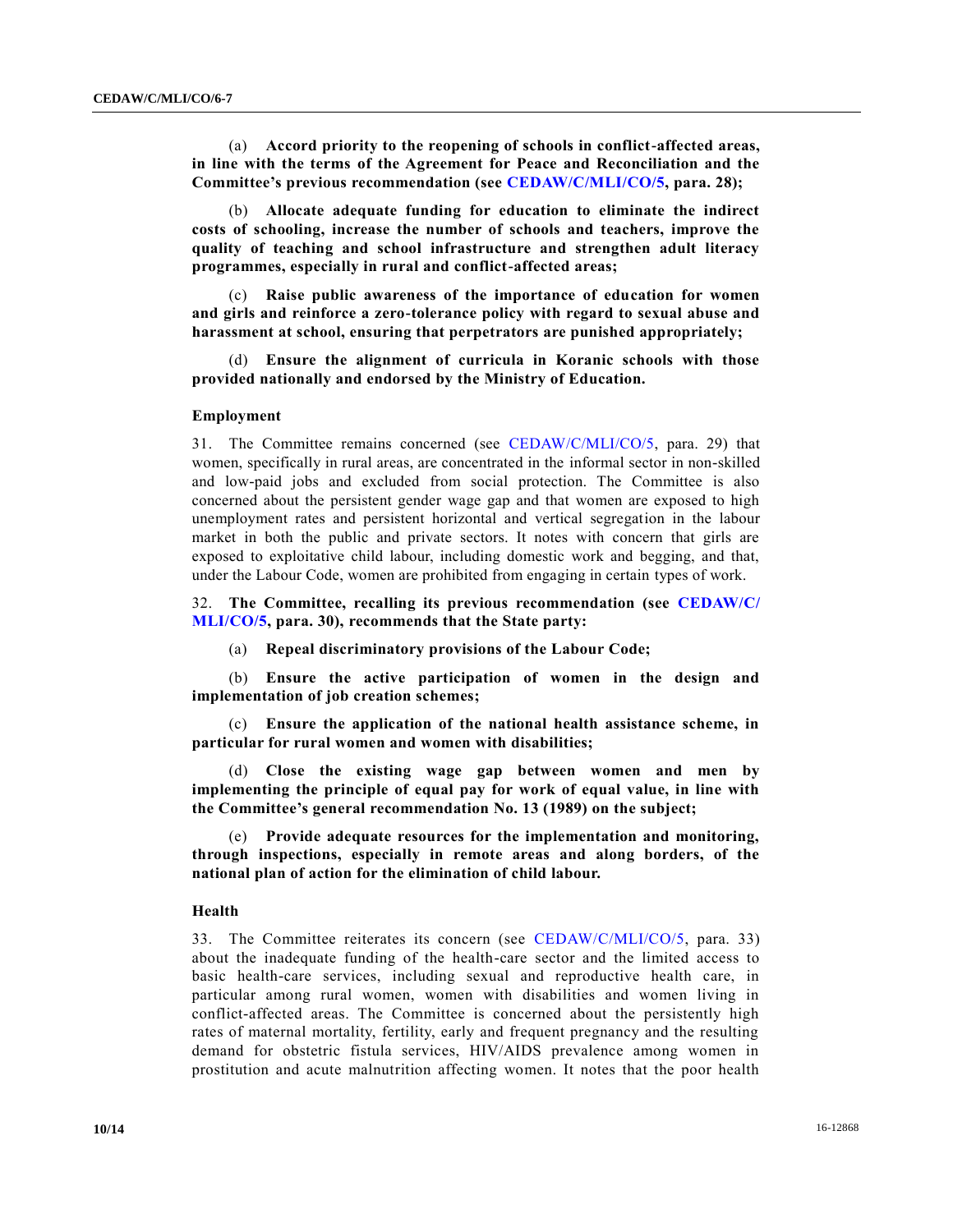(a) **Accord priority to the reopening of schools in conflict-affected areas, in line with the terms of the Agreement for Peace and Reconciliation and the Committee's previous recommendation (see CEDAW/C/MLI/CO/5, para. 28);**

(b) **Allocate adequate funding for education to eliminate the indirect costs of schooling, increase the number of schools and teachers, improve the quality of teaching and school infrastructure and strengthen adult literacy programmes, especially in rural and conflict-affected areas;**

(c) **Raise public awareness of the importance of education for women and girls and reinforce a zero-tolerance policy with regard to sexual abuse and harassment at school, ensuring that perpetrators are punished appropriately;**

(d) **Ensure the alignment of curricula in Koranic schools with those provided nationally and endorsed by the Ministry of Education.**

### Employment

31. The Committee remains concerned (see CEDAW/C/MLI/CO/5, para. 29) that women, specifically in rural areas, are concentrated in the informal sector in non-skilled and low-paid jobs and excluded from social protection. The Committee is also concerned about the persistent gender wage gap and that women are exposed to high unemployment rates and persistent horizontal and vertical segregation in the labour market in both the public and private sectors. It notes with concern that girls are exposed to exploitative child labour, including domestic work and begging, and that, under the Labour Code, women are prohibited from engaging in certain types of work.

32. **The Committee, recalling its previous recommendation (see CEDAW/C/MLI/CO/5, para. 30), recommends that the State party:**

(a) **Repeal discriminatory provisions of the Labour Code;**

(b) **Ensure the active participation of women in the design and implementation of job creation schemes;**

(c) **Ensure the application of the national health assistance scheme, in particular for rural women and women with disabilities;**

(d) **Close the existing wage gap between women and men by implementing the principle of equal pay for work of equal value, in line with the Committee's general recommendation No. 13 (1989) on the subject;**

(e) **Provide adequate resources for the implementation and monitoring, through inspections, especially in remote areas and along borders, of the national plan of action for the elimination of child labour.**

### Health

33. The Committee reiterates its concern (see CEDAW/C/MLI/CO/5, para. 33) about the inadequate funding of the health-care sector and the limited access to basic health-care services, including sexual and reproductive health care, in particular among rural women, women with disabilities and women living in conflict-affected areas. The Committee is concerned about the persistently high rates of maternal mortality, fertility, early and frequent pregnancy and the resulting demand for obstetric fistula services, HIV/AIDS prevalence among women in prostitution and acute malnutrition affecting women. It notes that the poor health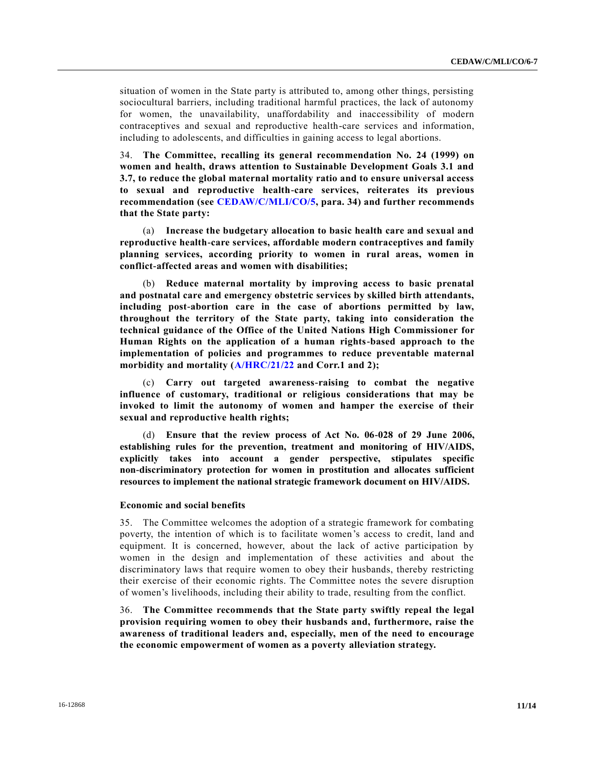situation of women in the State party is attributed to, among other things, persisting sociocultural barriers, including traditional harmful practices, the lack of autonomy for women, the unavailability, unaffordability and inaccessibility of modern contraceptives and sexual and reproductive health-care services and information, including to adolescents, and difficulties in gaining access to legal abortions.

34. **The Committee, recalling its general recommendation No. 24 (1999) on women and health, draws attention to Sustainable Development Goals 3.1 and 3.7, to reduce the global maternal mortality ratio and to ensure universal access to sexual and reproductive health-care services, reiterates its previous recommendation (see CEDAW/C/MLI/CO/5, para. 34) and further recommends that the State party:**

(a) **Increase the budgetary allocation to basic health care and sexual and reproductive health-care services, affordable modern contraceptives and family planning services, according priority to women in rural areas, women in conflict-affected areas and women with disabilities;**

(b) **Reduce maternal mortality by improving access to basic prenatal and postnatal care and emergency obstetric services by skilled birth attendants, including post-abortion care in the case of abortions permitted by law, throughout the territory of the State party, taking into consideration the technical guidance of the Office of the United Nations High Commissioner for Human Rights on the application of a human rights-based approach to the implementation of policies and programmes to reduce preventable maternal morbidity and mortality (A/HRC/21/22 and Corr.1 and 2);**

(c) **Carry out targeted awareness-raising to combat the negative influence of customary, traditional or religious considerations that may be invoked to limit the autonomy of women and hamper the exercise of their sexual and reproductive health rights;**

(d) **Ensure that the review process of Act No. 06-028 of 29 June 2006, establishing rules for the prevention, treatment and monitoring of HIV/AIDS, explicitly takes into account a gender perspective, stipulates specific non-discriminatory protection for women in prostitution and allocates sufficient resources to implement the national strategic framework document on HIV/AIDS.**

### Economic and social benefits

35. The Committee welcomes the adoption of a strategic framework for combating poverty, the intention of which is to facilitate women's access to credit, land and equipment. It is concerned, however, about the lack of active participation by women in the design and implementation of these activities and about the discriminatory laws that require women to obey their husbands, thereby restricting their exercise of their economic rights. The Committee notes the severe disruption of women's livelihoods, including their ability to trade, resulting from the conflict.

36. **The Committee recommends that the State party swiftly repeal the legal provision requiring women to obey their husbands and, furthermore, raise the awareness of traditional leaders and, especially, men of the need to encourage the economic empowerment of women as a poverty alleviation strategy.**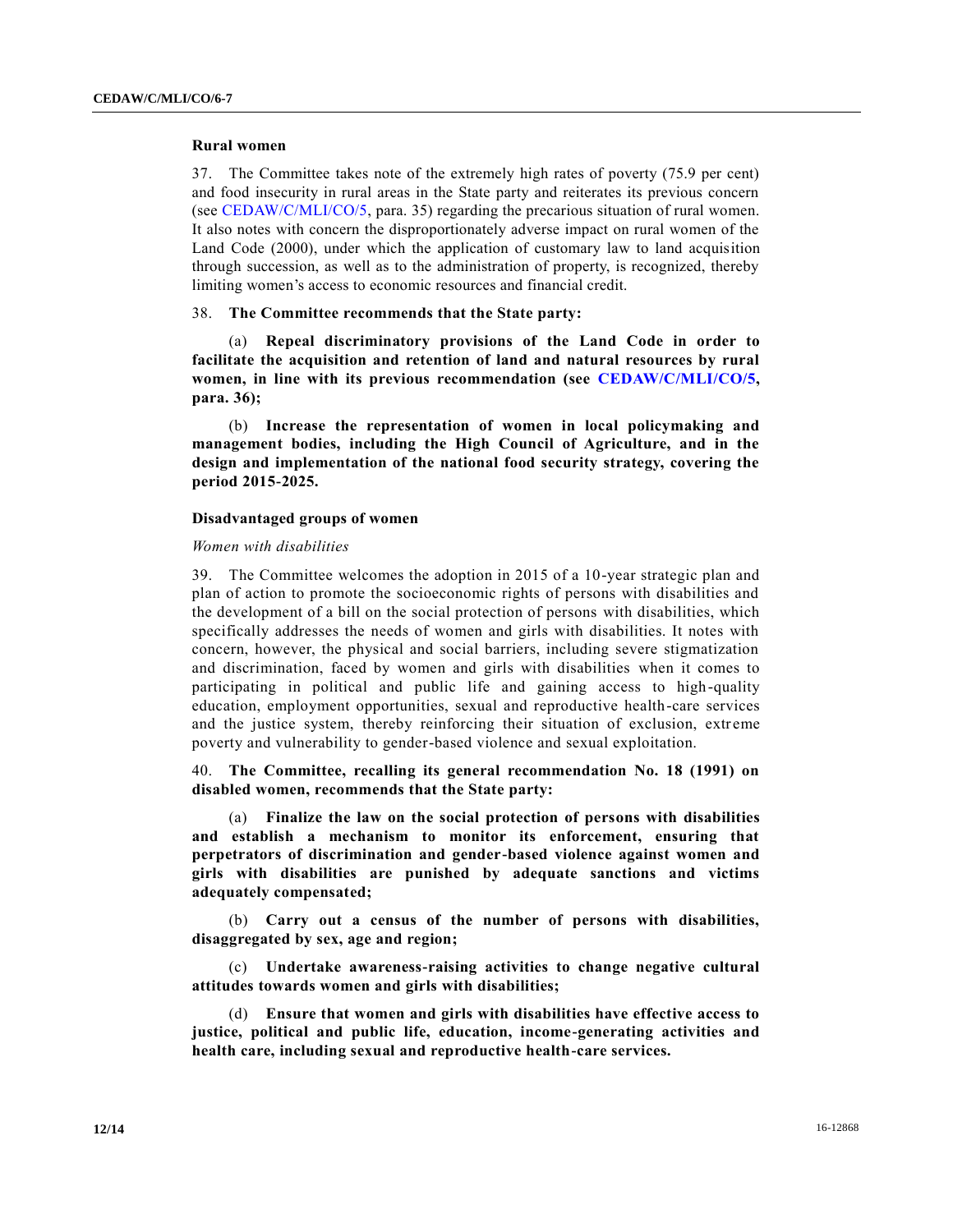### Rural women

37. The Committee takes note of the extremely high rates of poverty (75.9 per cent) and food insecurity in rural areas in the State party and reiterates its previous concern (see CEDAW/C/MLI/CO/5, para. 35) regarding the precarious situation of rural women. It also notes with concern the disproportionately adverse impact on rural women of the Land Code (2000), under which the application of customary law to land acquisition through succession, as well as to the administration of property, is recognized, thereby limiting women's access to economic resources and financial credit.

38. **The Committee recommends that the State party:**

(a) **Repeal discriminatory provisions of the Land Code in order to facilitate the acquisition and retention of land and natural resources by rural women, in line with its previous recommendation (see CEDAW/C/MLI/CO/5, para. 36);**

(b) **Increase the representation of women in local policymaking and management bodies, including the High Council of Agriculture, and in the design and implementation of the national food security strategy, covering the period 2015-2025.**

### Disadvantaged groups of women

*Women with disabilities*

39. The Committee welcomes the adoption in 2015 of a 10-year strategic plan and plan of action to promote the socioeconomic rights of persons with disabilities and the development of a bill on the social protection of persons with disabilities, which specifically addresses the needs of women and girls with disabilities. It notes with concern, however, the physical and social barriers, including severe stigmatization and discrimination, faced by women and girls with disabilities when it comes to participating in political and public life and gaining access to high-quality education, employment opportunities, sexual and reproductive health-care services and the justice system, thereby reinforcing their situation of exclusion, extreme poverty and vulnerability to gender-based violence and sexual exploitation.

40. **The Committee, recalling its general recommendation No. 18 (1991) on disabled women, recommends that the State party:**

(a) **Finalize the law on the social protection of persons with disabilities and establish a mechanism to monitor its enforcement, ensuring that perpetrators of discrimination and gender-based violence against women and girls with disabilities are punished by adequate sanctions and victims adequately compensated;**

(b) **Carry out a census of the number of persons with disabilities, disaggregated by sex, age and region;**

(c) **Undertake awareness-raising activities to change negative cultural attitudes towards women and girls with disabilities;**

(d) **Ensure that women and girls with disabilities have effective access to justice, political and public life, education, income-generating activities and health care, including sexual and reproductive health-care services.**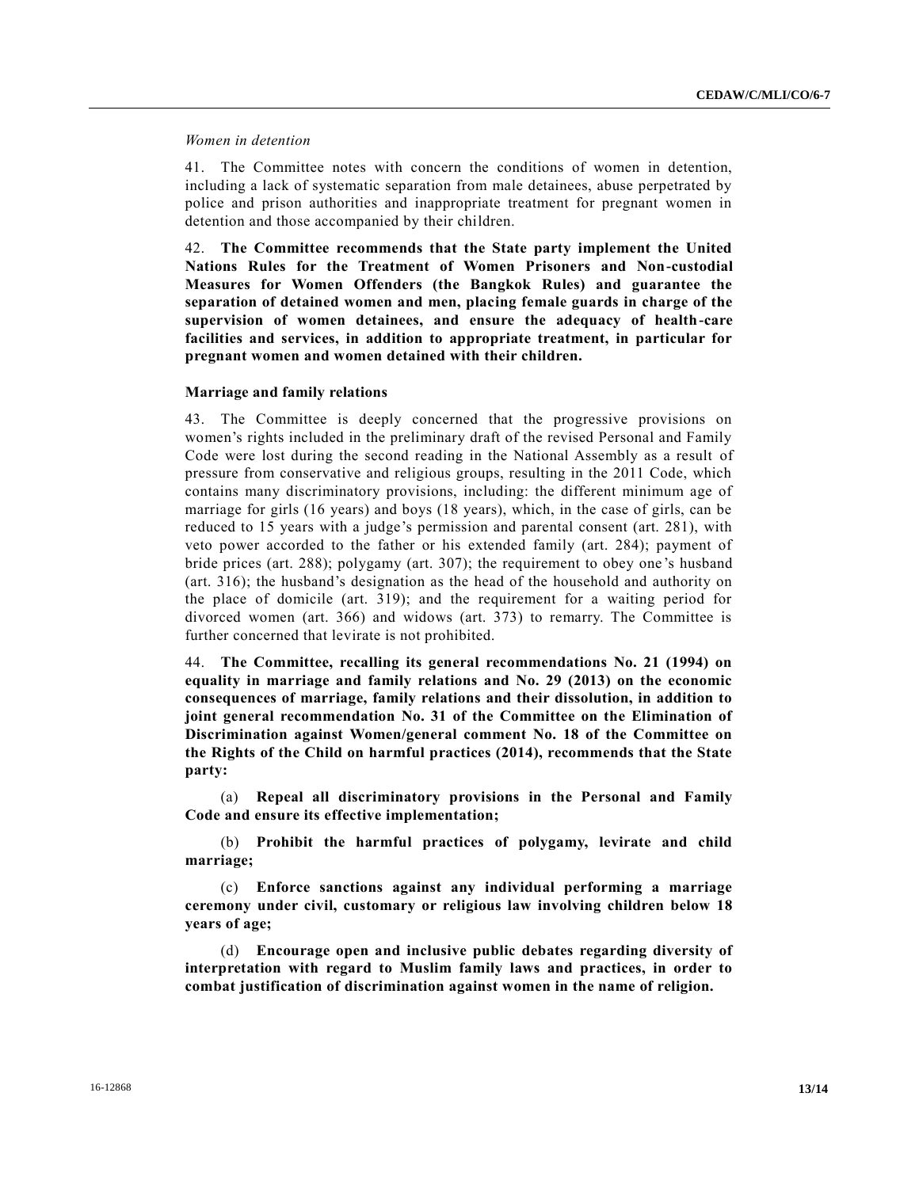*Women in detention*

41. The Committee notes with concern the conditions of women in detention, including a lack of systematic separation from male detainees, abuse perpetrated by police and prison authorities and inappropriate treatment for pregnant women in detention and those accompanied by their children.

42. **The Committee recommends that the State party implement the United Nations Rules for the Treatment of Women Prisoners and Non-custodial Measures for Women Offenders (the Bangkok Rules) and guarantee the separation of detained women and men, placing female guards in charge of the supervision of women detainees, and ensure the adequacy of health-care facilities and services, in addition to appropriate treatment, in particular for pregnant women and women detained with their children.**

**Marriage and family relations**

43. The Committee is deeply concerned that the progressive provisions on women's rights included in the preliminary draft of the revised Personal and Family Code were lost during the second reading in the National Assembly as a result of pressure from conservative and religious groups, resulting in the 2011 Code, which contains many discriminatory provisions, including: the different minimum age of marriage for girls (16 years) and boys (18 years), which, in the case of girls, can be reduced to 15 years with a judge's permission and parental consent (art. 281), with veto power accorded to the father or his extended family (art. 284); payment of bride prices (art. 288); polygamy (art. 307); the requirement to obey one's husband (art. 316); the husband's designation as the head of the household and authority on the place of domicile (art. 319); and the requirement for a waiting period for divorced women (art. 366) and widows (art. 373) to remarry. The Committee is further concerned that levirate is not prohibited.

44. **The Committee, recalling its general recommendations No. 21 (1994) on equality in marriage and family relations and No. 29 (2013) on the economic consequences of marriage, family relations and their dissolution, in addition to joint general recommendation No. 31 of the Committee on the Elimination of Discrimination against Women/general comment No. 18 of the Committee on the Rights of the Child on harmful practices (2014), recommends that the State party:**

(a) **Repeal all discriminatory provisions in the Personal and Family Code and ensure its effective implementation;**

(b) **Prohibit the harmful practices of polygamy, levirate and child marriage;**

(c) **Enforce sanctions against any individual performing a marriage ceremony under civil, customary or religious law involving children below 18 years of age;**

(d) **Encourage open and inclusive public debates regarding diversity of interpretation with regard to Muslim family laws and practices, in order to combat justification of discrimination against women in the name of religion.**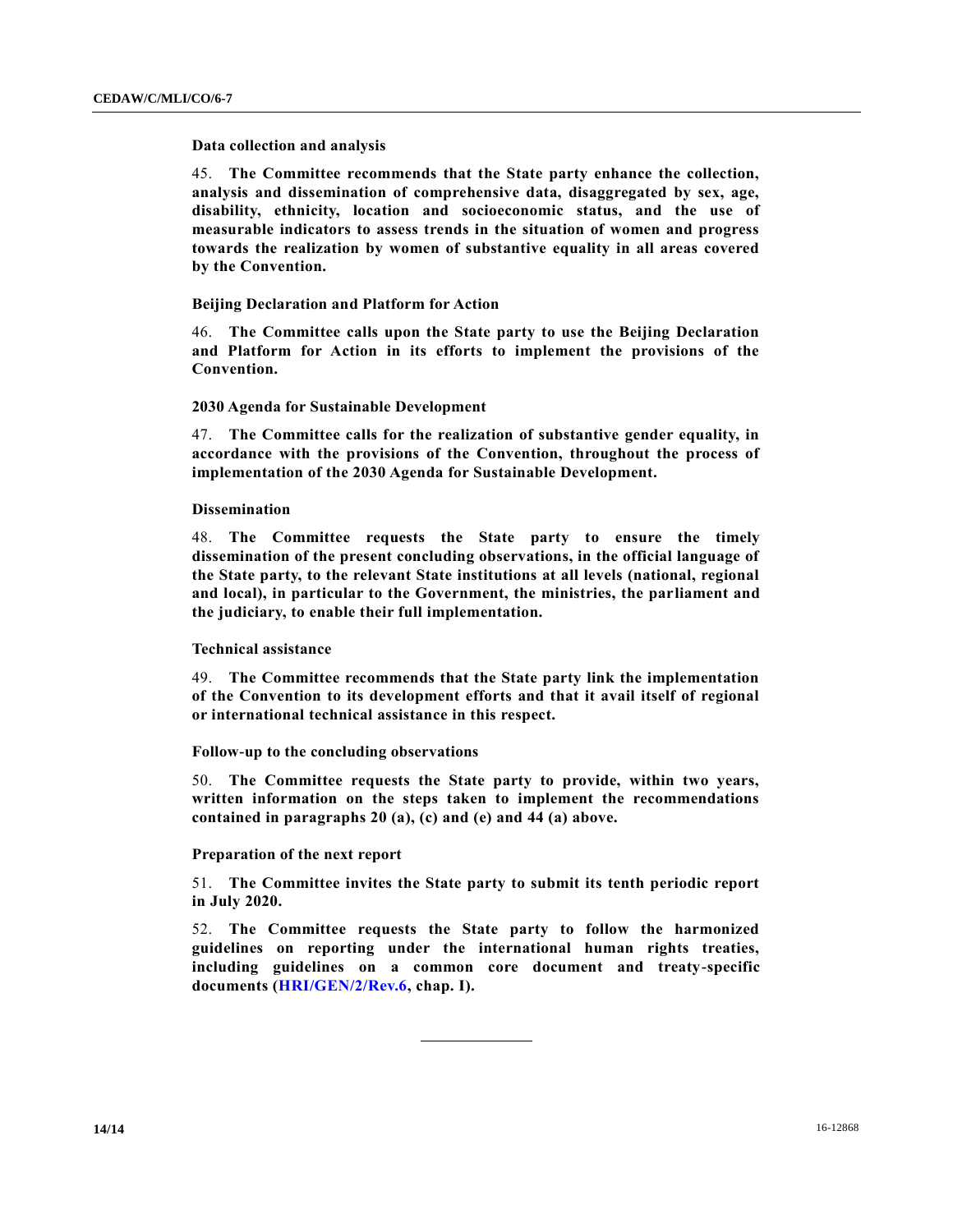### Data collection and analysis

45. **The Committee recommends that the State party enhance the collection, analysis and dissemination of comprehensive data, disaggregated by sex, age, disability, ethnicity, location and socioeconomic status, and the use of measurable indicators to assess trends in the situation of women and progress towards the realization by women of substantive equality in all areas covered by the Convention.**

### Beijing Declaration and Platform for Action

46. **The Committee calls upon the State party to use the Beijing Declaration and Platform for Action in its efforts to implement the provisions of the Convention.**

### 2030 Agenda for Sustainable Development

47. **The Committee calls for the realization of substantive gender equality, in accordance with the provisions of the Convention, throughout the process of implementation of the 2030 Agenda for Sustainable Development.**

### Dissemination

48. **The Committee requests the State party to ensure the timely dissemination of the present concluding observations, in the official language of the State party, to the relevant State institutions at all levels (national, regional and local), in particular to the Government, the ministries, the parliament and the judiciary, to enable their full implementation.**

### Technical assistance

49. **The Committee recommends that the State party link the implementation of the Convention to its development efforts and that it avail itself of regional or international technical assistance in this respect.**

### Follow-up to the concluding observations

50. **The Committee requests the State party to provide, within two years, written information on the steps taken to implement the recommendations contained in paragraphs 20 (a), (c) and (e) and 44 (a) above.**

### Preparation of the next report

51. **The Committee invites the State party to submit its tenth periodic report in July 2020.**

52. **The Committee requests the State party to follow the harmonized guidelines on reporting under the international human rights treaties, including guidelines on a common core document and treaty-specific documents (HRI/GEN/2/Rev.6, chap. I).**